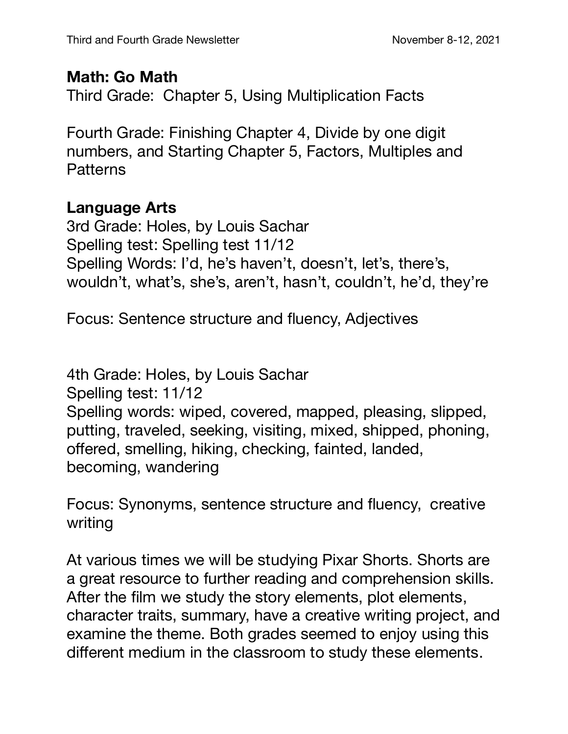**Math: Go Math**

Third Grade: Chapter 5, Using Multiplication Facts

Fourth Grade: Finishing Chapter 4, Divide by one digit numbers, and Starting Chapter 5, Factors, Multiples and Patterns

**Language Arts**

3rd Grade: Holes, by Louis Sachar
Spelling test: Spelling test 11/12
Spelling Words: I'd, he's haven't, doesn't, let's, there's, wouldn't, what's, she's, aren't, hasn't, couldn't, he'd, they're

Focus: Sentence structure and fluency, Adjectives

4th Grade: Holes, by Louis Sachar
Spelling test: 11/12
Spelling words: wiped, covered, mapped, pleasing, slipped, putting, traveled, seeking, visiting, mixed, shipped, phoning, offered, smelling, hiking, checking, fainted, landed, becoming, wandering

Focus: Synonyms, sentence structure and fluency, creative writing

At various times we will be studying Pixar Shorts. Shorts are a great resource to further reading and comprehension skills. After the film we study the story elements, plot elements, character traits, summary, have a creative writing project, and examine the theme. Both grades seemed to enjoy using this different medium in the classroom to study these elements.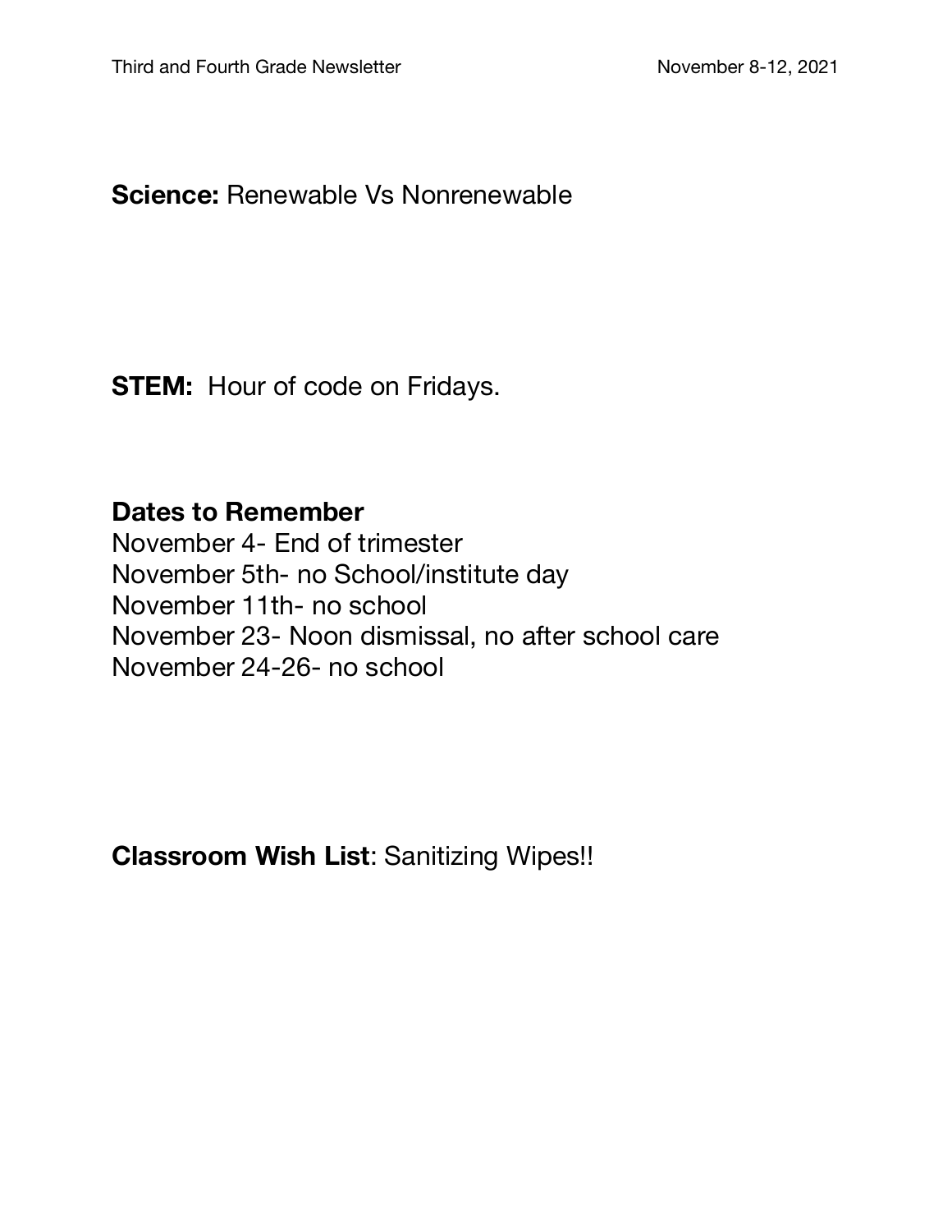**Science:** Renewable Vs Nonrenewable

**STEM:** Hour of code on Fridays.

**Dates to Remember**

November 4- End of trimester
November 5th- no School/institute day
November 11th- no school
November 23- Noon dismissal, no after school care
November 24-26- no school

**Classroom Wish List**: Sanitizing Wipes!!